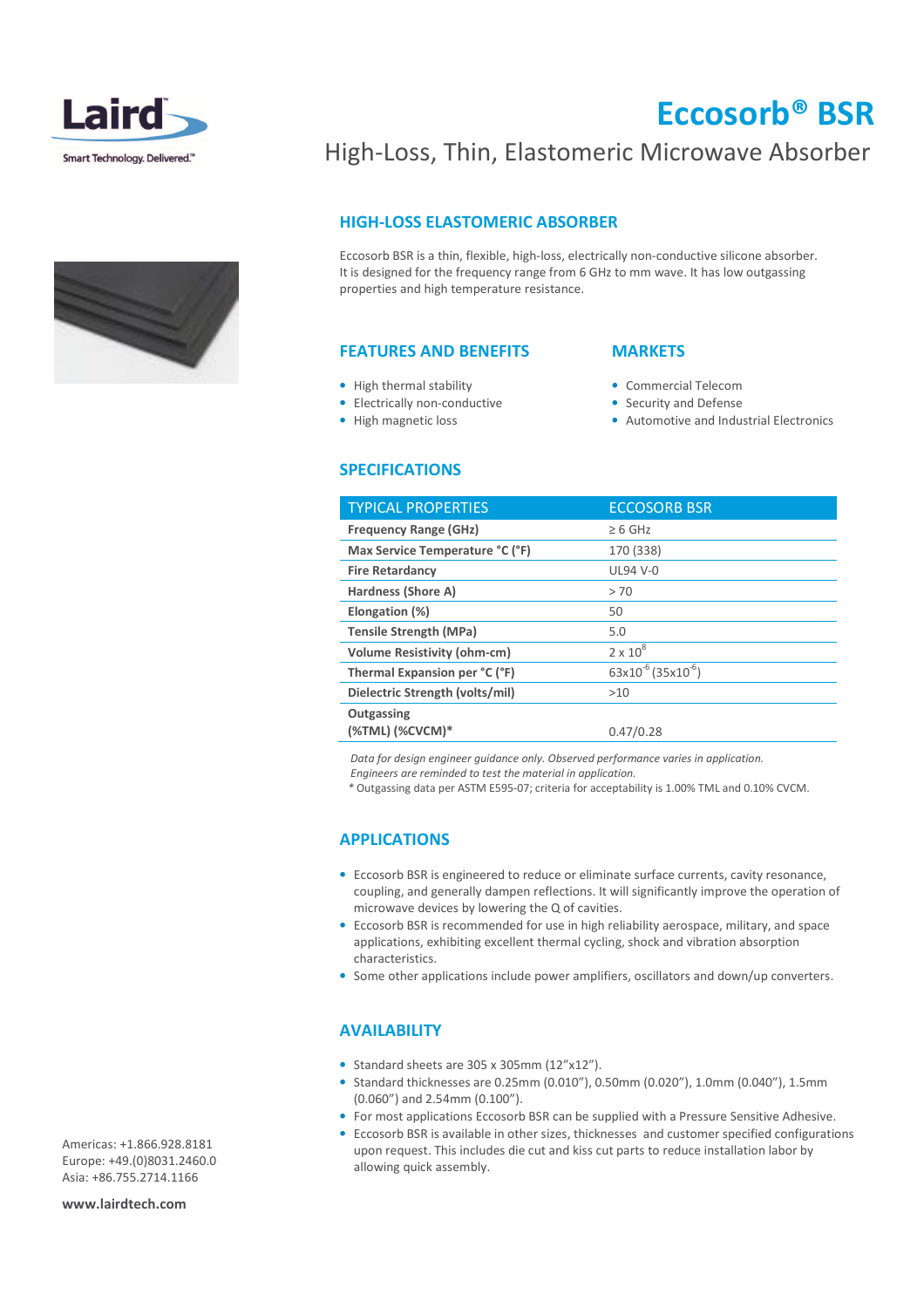Laird

Smart Technology. Delivered.™

# Eccosorb® BSR

High-Loss, Thin, Elastomeric Microwave Absorber

## HIGH-LOSS ELASTOMERIC ABSORBER

Eccosorb BSR is a thin, flexible, high-loss, electrically non-conductive silicone absorber. It is designed for the frequency range from 6 GHz to mm wave. It has low outgassing properties and high temperature resistance.

## FEATURES AND BENEFITS

- High thermal stability
- Electrically non-conductive
- High magnetic loss

## MARKETS

- Commercial Telecom
- Security and Defense
- Automotive and Industrial Electronics

## SPECIFICATIONS

| TYPICAL PROPERTIES | ECCOSORB BSR |
|---|---|
| **Frequency Range (GHz)** | ≥ 6 GHz |
| **Max Service Temperature °C (°F)** | 170 (338) |
| **Fire Retardancy** | UL94 V-0 |
| **Hardness (Shore A)** | > 70 |
| **Elongation (%)** | 50 |
| **Tensile Strength (MPa)** | 5.0 |
| **Volume Resistivity (ohm-cm)** | $2 \times 10^8$ |
| **Thermal Expansion per °C (°F)** | $63 \times 10^{-6}$ ($35 \times 10^{-6}$) |
| **Dielectric Strength (volts/mil)** | >10 |
| **Outgassing (%TML) (%CVCM)*** | 0.47/0.28 |

*Data for design engineer guidance only. Observed performance varies in application. Engineers are reminded to test the material in application.*

\* Outgassing data per ASTM E595-07; criteria for acceptability is 1.00% TML and 0.10% CVCM.

## APPLICATIONS

- Eccosorb BSR is engineered to reduce or eliminate surface currents, cavity resonance, coupling, and generally dampen reflections. It will significantly improve the operation of microwave devices by lowering the Q of cavities.
- Eccosorb BSR is recommended for use in high reliability aerospace, military, and space applications, exhibiting excellent thermal cycling, shock and vibration absorption characteristics.
- Some other applications include power amplifiers, oscillators and down/up converters.

## AVAILABILITY

- Standard sheets are 305 x 305mm (12"x12").
- Standard thicknesses are 0.25mm (0.010"), 0.50mm (0.020"), 1.0mm (0.040"), 1.5mm (0.060") and 2.54mm (0.100").
- For most applications Eccosorb BSR can be supplied with a Pressure Sensitive Adhesive.
- Eccosorb BSR is available in other sizes, thicknesses and customer specified configurations upon request. This includes die cut and kiss cut parts to reduce installation labor by allowing quick assembly.

Americas: +1.866.928.8181
Europe: +49.(0)8031.2460.0
Asia: +86.755.2714.1166

**www.lairdtech.com**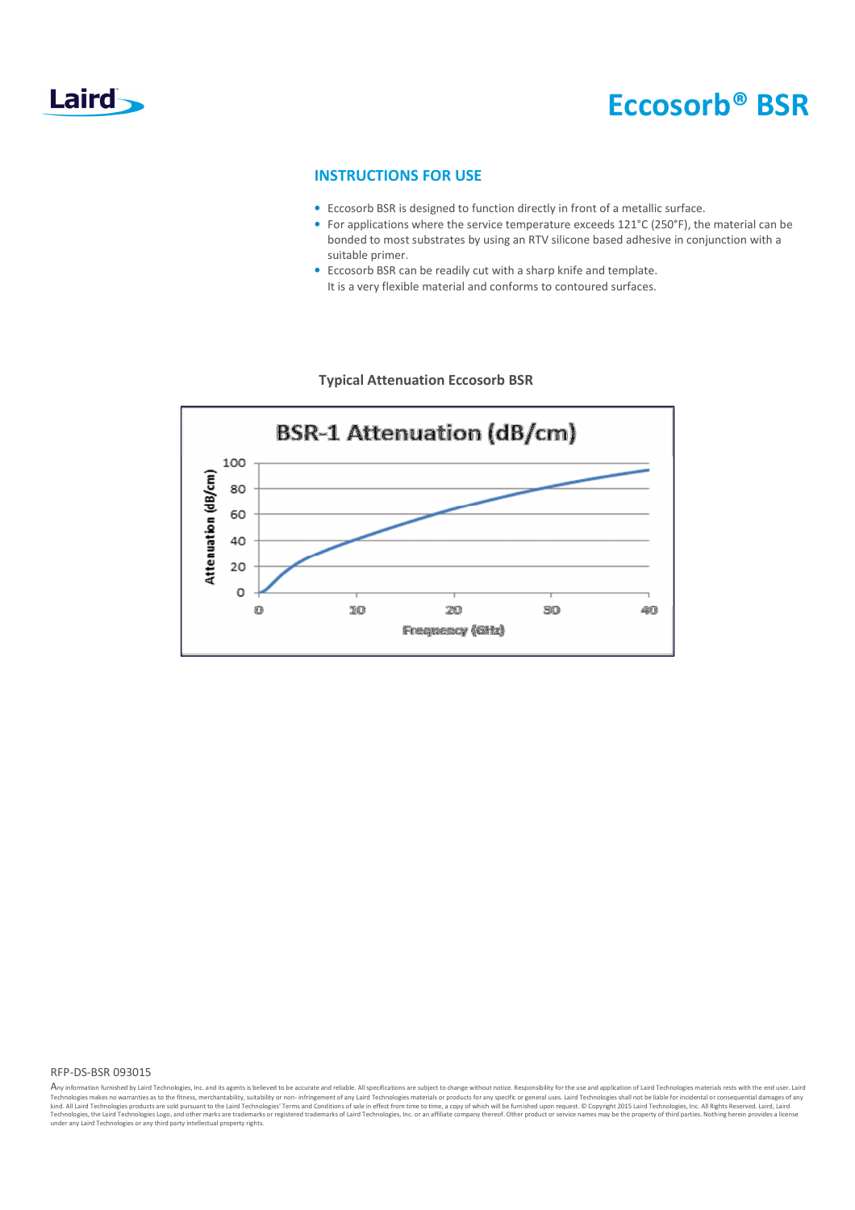# Eccosorb® BSR

## INSTRUCTIONS FOR USE

- Eccosorb BSR is designed to function directly in front of a metallic surface.
- For applications where the service temperature exceeds 121°C (250°F), the material can be bonded to most substrates by using an RTV silicone based adhesive in conjunction with a suitable primer.
- Eccosorb BSR can be readily cut with a sharp knife and template. It is a very flexible material and conforms to contoured surfaces.

**Typical Attenuation Eccosorb BSR**

BSR-1 Attenuation (dB/cm)

Attenuation (dB/cm)

100
80
60
40
20
0

0
10
20
30
40

Frequency (GHz)

RFP-DS-BSR 093015

Any information furnished by Laird Technologies, Inc. and its agents is believed to be accurate and reliable. All specifications are subject to change without notice. Responsibility for the use and application of Laird Technologies materials rests with the end user. Laird Technologies makes no warranties as to the fitness, merchantability, suitability or non- infringement of any Laird Technologies materials or products for any specific or general uses. Laird Technologies shall not be liable for incidental or consequential damages of any kind. All Laird Technologies products are sold pursuant to the Laird Technologies' Terms and Conditions of sale in effect from time to time, a copy of which will be furnished upon request. © Copyright 2015 Laird Technologies, Inc. All Rights Reserved. Laird, Laird Technologies, the Laird Technologies Logo, and other marks are trademarks or registered trademarks of Laird Technologies, Inc. or an affiliate company thereof. Other product or service names may be the property of third parties. Nothing herein provides a license under any Laird Technologies or any third party intellectual property rights.